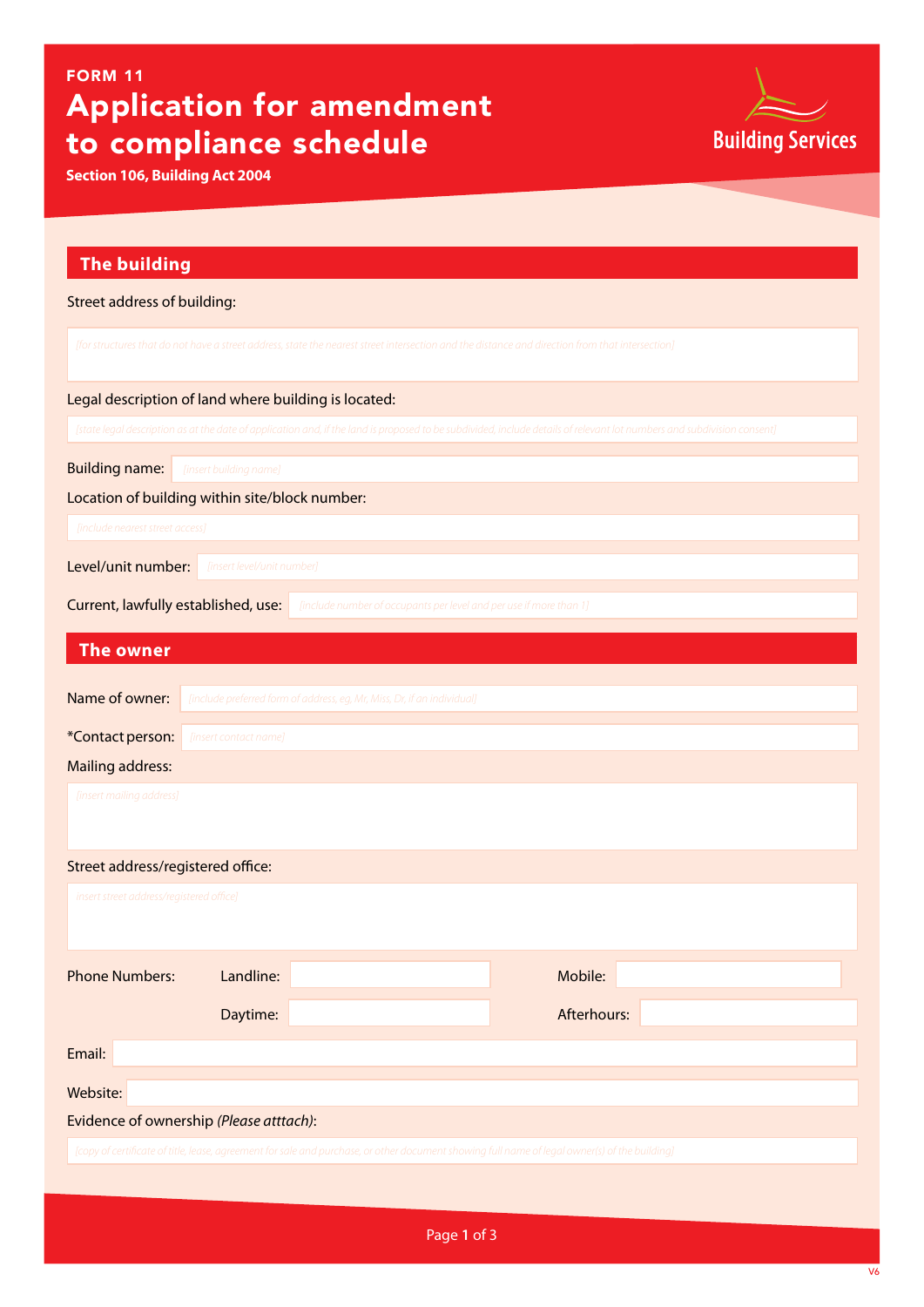FORM 11

# Application for amendment to compliance schedule

**Section 106, Building Act 2004**

Building Services

## The building

Street address of building:

[for structures that do not have a street address, state the nearest street intersection and the distance and direction from that intersection]

Legal description of land where building is located:

[state legal description as at the date of application and, if the land is proposed to be subdivided, include details of relevant lot numbers and subdivision consent]

Building name: [insert building name]

Location of building within site/block number:

[include nearest street access]

Level/unit number: [insert level/unit number]

Current, lawfully established, use: [include number of occupants per level and per use if more than 1]

## The owner

Name of owner: [include preferred form of address, eg, Mr, Miss, Dr, if an individual]

*Contact person: [insert contact name]

Mailing address:

[insert mailing address]

Street address/registered office:

insert street address/registered office]

Phone Numbers: Landline: Mobile:

Daytime: Afterhours:

Email:

Website:

Evidence of ownership *(Please atttach)*:

[copy of certificate of title, lease, agreement for sale and purchase, or other document showing full name of legal owner(s) of the building]

V6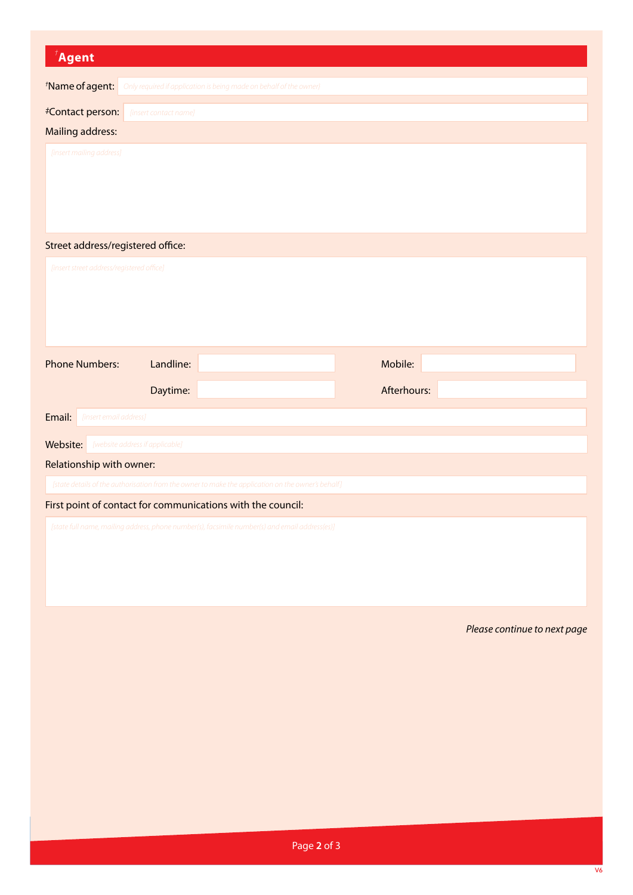## †Agent

†Name of agent: [Only required if application is being made on behalf of the owner]

‡Contact person: [insert contact name]

Mailing address:

[insert mailing address]

Street address/registered office:

[insert street address/registered office]

| Phone Numbers: | Landline: | | Mobile: | |
|---|---|---|---|---|
| | Daytime: | | Afterhours: | |

Email: [insert email address]

Website: [website address if applicable]

Relationship with owner:

[state details of the authorisation from the owner to make the application on the owner's behalf]

First point of contact for communications with the council:

[state full name, mailing address, phone number(s), facsimile number(s) and email address(es)]

*Please continue to next page*

V6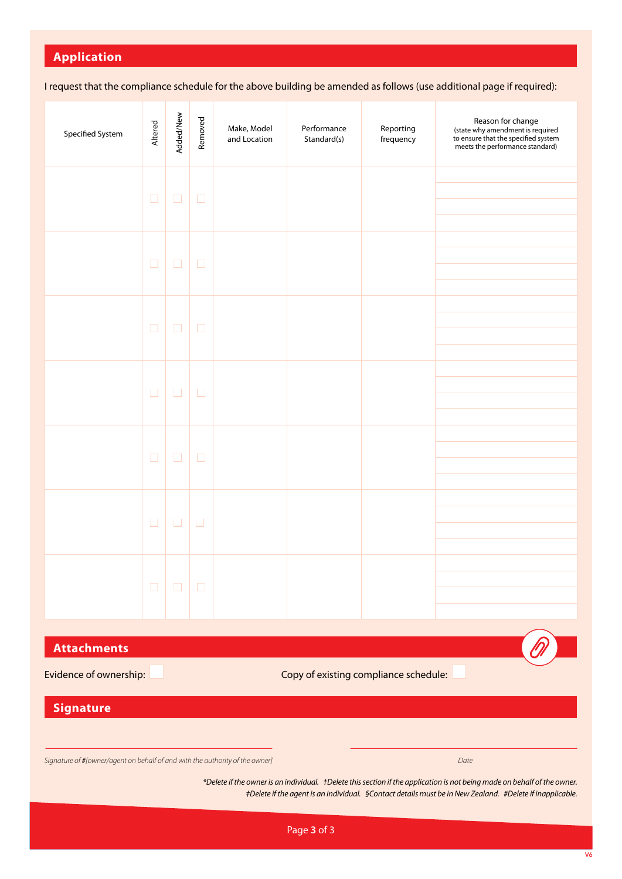## Application

I request that the compliance schedule for the above building be amended as follows (use additional page if required):

| Specified System | Altered | Added/New | Removed | Make, Model and Location | Performance Standard(s) | Reporting frequency | Reason for change (state why amendment is required to ensure that the specified system meets the performance standard) |
|---|---|---|---|---|---|---|---|
| | ☐ | ☐ | ☐ | | | | |
| | ☐ | ☐ | ☐ | | | | |
| | ☐ | ☐ | ☐ | | | | |
| | ☐ | ☐ | ☐ | | | | |
| | ☐ | ☐ | ☐ | | | | |
| | ☐ | ☐ | ☐ | | | | |
| | ☐ | ☐ | ☐ | | | | |

## Attachments

Evidence of ownership: ☐

Copy of existing compliance schedule: ☐

## Signature

*Signature of #[owner/agent on behalf of and with the authority of the owner]*

*Date*

*\*Delete if the owner is an individual. †Delete this section if the application is not being made on behalf of the owner.*
*‡Delete if the agent is an individual. §Contact details must be in New Zealand. #Delete if inapplicable.*

V6